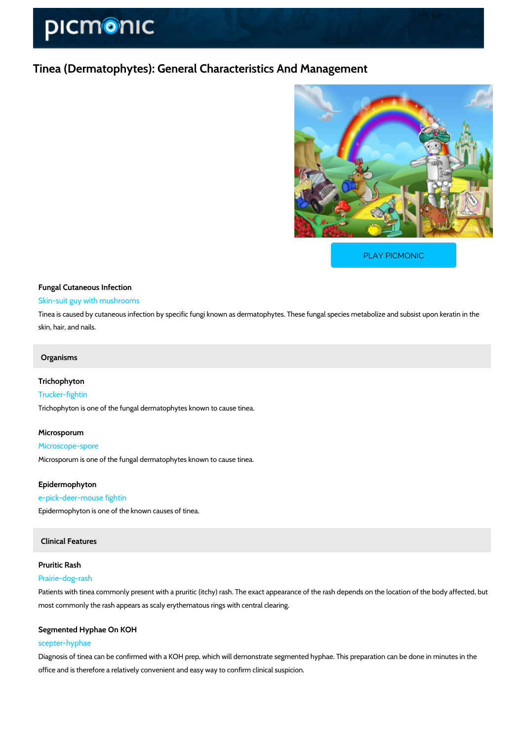# Tinea (Dermatophytes): General Characteristics And Management

PLAY PICMONIC

### Fungal Cutaneous Infection

Skin-suit guy with mushrooms

Tinea is caused by cutaneous infection by specific fungi known as dermatophytes. These fungal species metabolize and subsist upon keratin in the skin, hair, and nails.

## Organisms

### Trichophyton

Trucker-fightin

Trichophyton is one of the fungal dermatophytes known to cause tinea.

### Microsporum

Microscope-spore

Microsporum is one of the fungal dermatophytes known to cause tinea.

### Epidermophyton

e-pick-deer-mouse fightin

Epidermophyton is one of the known causes of tinea.

## Clinical Features

### Pruritic Rash

Prairie-dog-rash

Patients with tinea commonly present with a pruritic (itchy) rash. The exact appearance of the rash depends on the location of the body affected, but most commonly the rash appears as scaly erythematous rings with central clearing.

### Segmented Hyphae On KOH

scepter-hyphae

Diagnosis of tinea can be confirmed with a KOH prep, which will demonstrate segmented hyphae. This preparation can be done in minutes in the office and is therefore a relatively convenient and easy way to confirm clinical suspicion.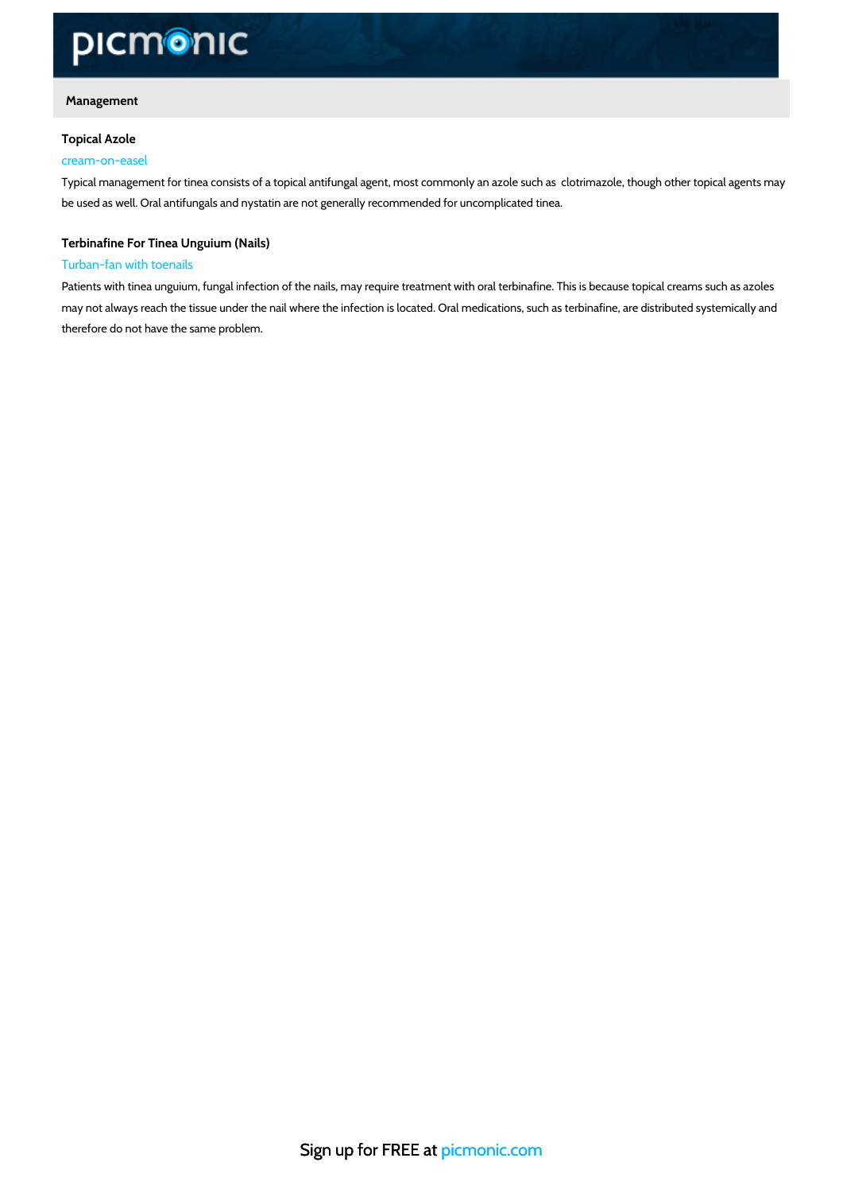## Management

### Topical Azole

cream-on-easel

Typical management for tinea consists of a topical antifungal agent, most commonly an azole such as clotrimazole, though other topical agents may be used as well. Oral antifungals and nystatin are not generally recommended for uncomplicated tinea.

### Terbinafine For Tinea Unguium (Nails)

Turban-fan with toenails

Patients with tinea unguium, fungal infection of the nails, may require treatment with oral terbinafine. This is because topical creams such as azoles may not always reach the tissue under the nail where the infection is located. Oral medications, such as terbinafine, are distributed systemically and therefore do not have the same problem.